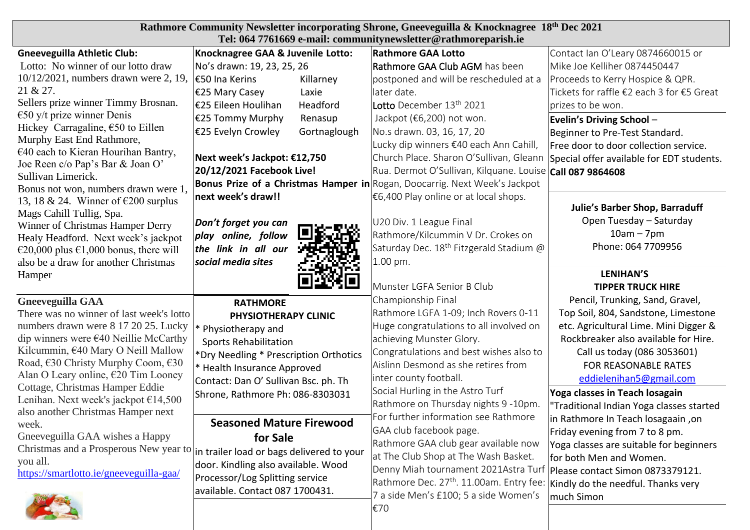# Rathmore Community Newsletter incorporating Shrone, Gneeveguilla & Knocknagree 18th Dec 2021

**Tel: 064 7761669 e-mail: communitynewsletter@rathmoreparish.ie**

## Gneeveguilla Athletic Club:

Lotto: No winner of our lotto draw 10/12/2021, numbers drawn were 2, 19, 21 & 27.
Sellers prize winner Timmy Brosnan. €50 y/t prize winner Denis Hickey Carragaline, €50 to Eillen Murphy East End Rathmore, €40 each to Kieran Hourihan Bantry, Joe Reen c/o Pap's Bar & Joan O' Sullivan Limerick.
Bonus not won, numbers drawn were 1, 13, 18 & 24. Winner of €200 surplus Mags Cahill Tullig, Spa.
Winner of Christmas Hamper Derry Healy Headford. Next week's jackpot €20,000 plus €1,000 bonus, there will also be a draw for another Christmas Hamper

## Gneeveguilla GAA

There was no winner of last week's lotto numbers drawn were 8 17 20 25. Lucky dip winners were €40 Neillie McCarthy Kilcummin, €40 Mary O Neill Mallow Road, €30 Christy Murphy Coom, €30 Alan O Leary online, €20 Tim Looney Cottage, Christmas Hamper Eddie Lenihan. Next week's jackpot €14,500 also another Christmas Hamper next week.
Gneeveguilla GAA wishes a Happy Christmas and a Prosperous New year to you all.
https://smartlotto.ie/gneeveguilla-gaa/

## Knocknagree GAA & Juvenile Lotto:

No's drawn: 19, 23, 25, 26

| | |
|---|---|
| €50 Ina Kerins | Killarney |
| €25 Mary Casey | Laxie |
| €25 Eileen Houlihan | Headford |
| €25 Tommy Murphy | Renasup |
| €25 Evelyn Crowley | Gortnaglough |

**Next week's Jackpot: €12,750**
**20/12/2021 Facebook Live!**
**Bonus Prize of a Christmas Hamper in next week's draw!!**

***Don't forget you can play online, follow the link in all our social media sites***

## RATHMORE PHYSIOTHERAPY CLINIC

* Physiotherapy and Sports Rehabilitation
* Dry Needling * Prescription Orthotics
* Health Insurance Approved

Contact: Dan O' Sullivan Bsc. ph. Th Shrone, Rathmore Ph: 086-8303031

## Seasoned Mature Firewood for Sale

in trailer load or bags delivered to your door. Kindling also available. Wood Processor/Log Splitting service available. Contact 087 1700431.

## Rathmore GAA Lotto

Rathmore GAA Club AGM has been postponed and will be rescheduled at a later date.
Lotto December 13th 2021
Jackpot (€6,200) not won.
No.s drawn. 03, 16, 17, 20
Lucky dip winners €40 each Ann Cahill, Church Place. Sharon O'Sullivan, Gleann Rua. Dermot O'Sullivan, Kilquane. Louise Rogan, Doocarrig. Next Week's Jackpot €6,400 Play online or at local shops.

U20 Div. 1 League Final
Rathmore/Kilcummin V Dr. Crokes on Saturday Dec. 18th Fitzgerald Stadium @ 1.00 pm.

Munster LGFA Senior B Club Championship Final
Rathmore LGFA 1-09; Inch Rovers 0-11
Huge congratulations to all involved on achieving Munster Glory.
Congratulations and best wishes also to Aislinn Desmond as she retires from inter county football.
Social Hurling in the Astro Turf Rathmore on Thursday nights 9 -10pm. For further information see Rathmore GAA club facebook page.
Rathmore GAA club gear available now at The Club Shop at The Wash Basket.
Denny Miah tournament 2021Astra Turf Rathmore Dec. 27th. 11.00am. Entry fee: 7 a side Men's £100; 5 a side Women's €70

Contact Ian O'Leary 0874660015 or Mike Joe Kelliher 0874450447
Proceeds to Kerry Hospice & QPR.
Tickets for raffle €2 each 3 for €5 Great prizes to be won.

## Evelin's Driving School –

Beginner to Pre-Test Standard.
Free door to door collection service.
Special offer available for EDT students.
**Call 087 9864608**

## Julie's Barber Shop, Barraduff

Open Tuesday – Saturday
10am – 7pm
Phone: 064 7709956

## LENIHAN'S TIPPER TRUCK HIRE

Pencil, Trunking, Sand, Gravel, Top Soil, 804, Sandstone, Limestone etc. Agricultural Lime. Mini Digger & Rockbreaker also available for Hire.
Call us today (086 3053601)
FOR REASONABLE RATES
eddielenihan5@gmail.com

## Yoga classes in Teach losagain

"Traditional Indian Yoga classes started in Rathmore In Teach losagaain ,on Friday evening from 7 to 8 pm.
Yoga classes are suitable for beginners for both Men and Women.
Please contact Simon 0873379121.
Kindly do the needful. Thanks very much Simon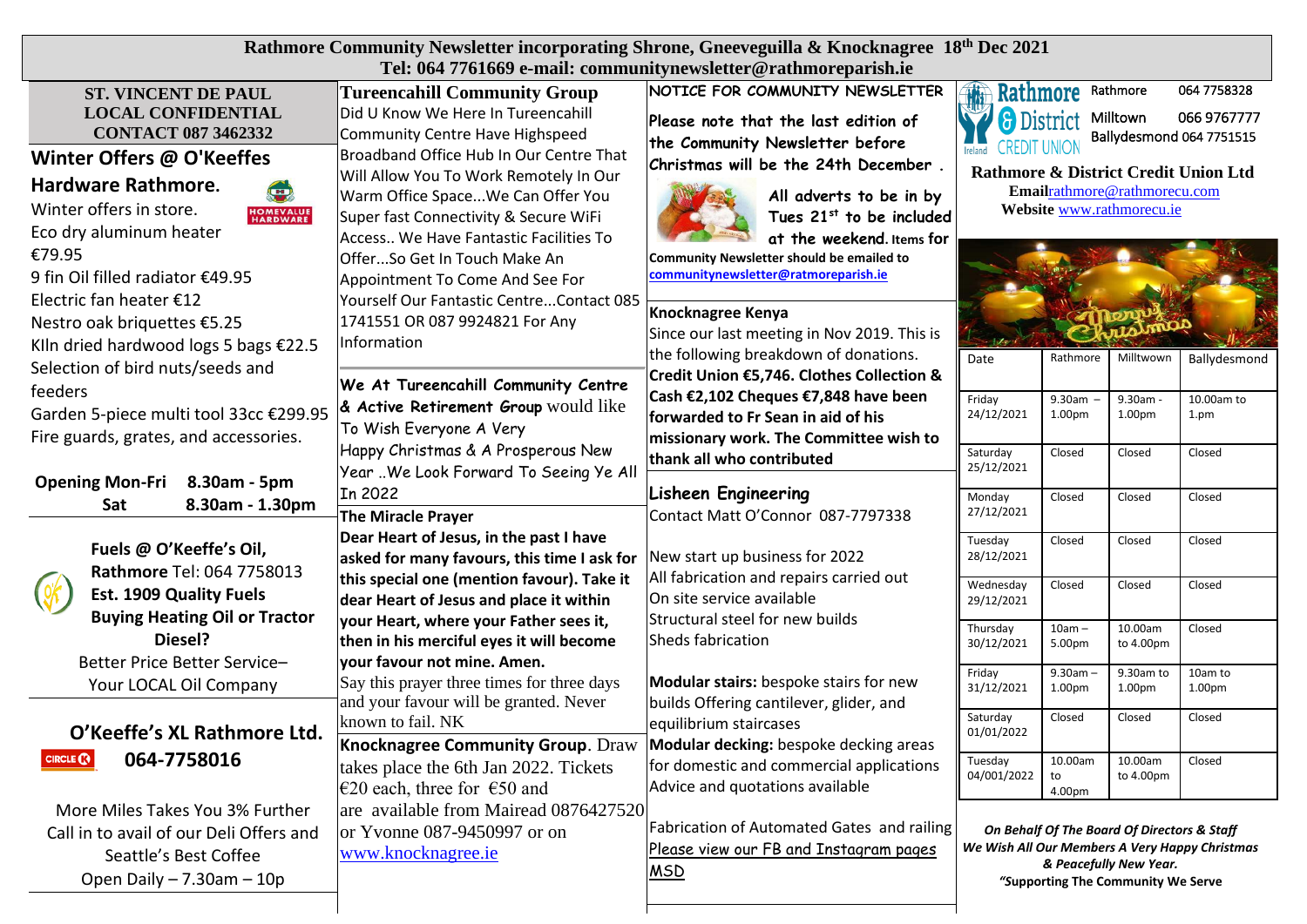# Rathmore Community Newsletter incorporating Shrone, Gneeveguilla & Knocknagree 18th Dec 2021

**Tel: 064 7761669 e-mail: communitynewsletter@rathmoreparish.ie**

**ST. VINCENT DE PAUL LOCAL CONFIDENTIAL CONTACT 087 3462332**

## Winter Offers @ O'Keeffes Hardware Rathmore.

Winter offers in store.
Eco dry aluminum heater €79.95
9 fin Oil filled radiator €49.95
Electric fan heater €12
Nestro oak briquettes €5.25
Kiln dried hardwood logs 5 bags €22.5
Selection of bird nuts/seeds and feeders
Garden 5-piece multi tool 33cc €299.95
Fire guards, grates, and accessories.

**Opening Mon-Fri 8.30am - 5pm**
**Sat 8.30am - 1.30pm**

**Fuels @ O'Keeffe's Oil, Rathmore** Tel: 064 7758013
**Est. 1909 Quality Fuels**
**Buying Heating Oil or Tractor Diesel?**
Better Price Better Service–
Your LOCAL Oil Company

**O'Keeffe's XL Rathmore Ltd.**
**064-7758016**

More Miles Takes You 3% Further
Call in to avail of our Deli Offers and Seattle's Best Coffee
Open Daily – 7.30am – 10p

**Tureencahill Community Group**

Did U Know We Here In Tureencahill Community Centre Have Highspeed Broadband Office Hub In Our Centre That Will Allow You To Work Remotely In Our Warm Office Space...We Can Offer You Super fast Connectivity & Secure WiFi Access.. We Have Fantastic Facilities To Offer...So Get In Touch Make An Appointment To Come And See For Yourself Our Fantastic Centre...Contact 085 1741551 OR 087 9924821 For Any Information

**We At Tureencahill Community Centre & Active Retirement Group** would like To Wish Everyone A Very Happy Christmas & A Prosperous New Year ..We Look Forward To Seeing Ye All In 2022

**The Miracle Prayer**

**Dear Heart of Jesus, in the past I have asked for many favours, this time I ask for this special one (mention favour). Take it dear Heart of Jesus and place it within your Heart, where your Father sees it, then in his merciful eyes it will become your favour not mine. Amen.**

Say this prayer three times for three days and your favour will be granted. Never known to fail. NK

**Knocknagree Community Group.** Draw takes place the 6th Jan 2022. Tickets €20 each, three for €50 and are available from Mairead 0876427520 or Yvonne 087-9450997 or on www.knocknagree.ie

NOTICE FOR COMMUNITY NEWSLETTER

**Please note that the last edition of the Community Newsletter before Christmas will be the 24th December .**

**All adverts to be in by Tues 21st to be included at the weekend. Items for Community Newsletter should be emailed to communitynewsletter@ratmoreparish.ie**

**Knocknagree Kenya**

Since our last meeting in Nov 2019. This is the following breakdown of donations. **Credit Union €5,746. Clothes Collection & Cash €2,102 Cheques €7,848 have been forwarded to Fr Sean in aid of his missionary work. The Committee wish to thank all who contributed**

**Lisheen Engineering**

Contact Matt O'Connor 087-7797338

New start up business for 2022
All fabrication and repairs carried out
On site service available
Structural steel for new builds
Sheds fabrication

**Modular stairs:** bespoke stairs for new builds Offering cantilever, glider, and equilibrium staircases
**Modular decking:** bespoke decking areas for domestic and commercial applications
Advice and quotations available

Fabrication of Automated Gates and railing
Please view our FB and Instagram pages
MSD

Rathmore & District Credit Union

Rathmore 064 7758328
Milltown 066 9767777
Ballydesmond 064 7751515

**Rathmore & District Credit Union Ltd**
**Email** rathmore@rathmorecu.com
**Website** www.rathmorecu.ie

Merry Christmas

| Date | Rathmore | Milltwown | Ballydesmond |
|---|---|---|---|
| Friday 24/12/2021 | 9.30am – 1.00pm | 9.30am - 1.00pm | 10.00am to 1.pm |
| Saturday 25/12/2021 | Closed | Closed | Closed |
| Monday 27/12/2021 | Closed | Closed | Closed |
| Tuesday 28/12/2021 | Closed | Closed | Closed |
| Wednesday 29/12/2021 | Closed | Closed | Closed |
| Thursday 30/12/2021 | 10am – 5.00pm | 10.00am to 4.00pm | Closed |
| Friday 31/12/2021 | 9.30am – 1.00pm | 9.30am to 1.00pm | 10am to 1.00pm |
| Saturday 01/01/2022 | Closed | Closed | Closed |
| Tuesday 04/001/2022 | 10.00am to 4.00pm | 10.00am to 4.00pm | Closed |

***On Behalf Of The Board Of Directors & Staff We Wish All Our Members A Very Happy Christmas & Peacefully New Year.***
**"Supporting The Community We Serve**